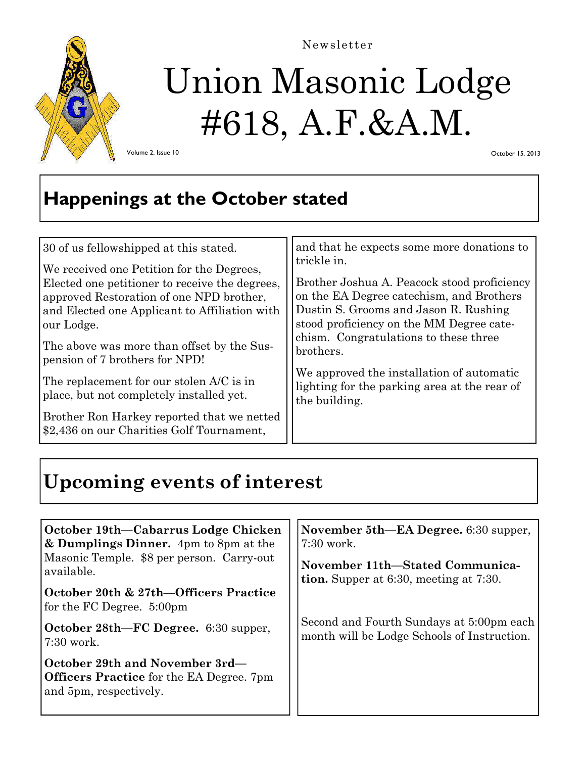Newsletter

# Union Masonic Lodge #618, A.F.&A.M.

Volume 2, Issue 10

October 15, 2013

## Happenings at the October stated

30 of us fellowshipped at this stated.

We received one Petition for the Degrees, Elected one petitioner to receive the degrees, approved Restoration of one NPD brother, and Elected one Applicant to Affiliation with our Lodge.

The above was more than offset by the Suspension of 7 brothers for NPD!

The replacement for our stolen A/C is in place, but not completely installed yet.

Brother Ron Harkey reported that we netted $2,436 on our Charities Golf Tournament, and that he expects some more donations to trickle in.

Brother Joshua A. Peacock stood proficiency on the EA Degree catechism, and Brothers Dustin S. Grooms and Jason R. Rushing stood proficiency on the MM Degree catechism. Congratulations to these three brothers.

We approved the installation of automatic lighting for the parking area at the rear of the building.

## Upcoming events of interest

**October 19th—Cabarrus Lodge Chicken & Dumplings Dinner.** 4pm to 8pm at the Masonic Temple. $8 per person. Carry-out available.

**October 20th & 27th—Officers Practice** for the FC Degree. 5:00pm

**October 28th—FC Degree.** 6:30 supper, 7:30 work.

**October 29th and November 3rd—Officers Practice** for the EA Degree. 7pm and 5pm, respectively.

**November 5th—EA Degree.** 6:30 supper, 7:30 work.

**November 11th—Stated Communication.** Supper at 6:30, meeting at 7:30.

Second and Fourth Sundays at 5:00pm each month will be Lodge Schools of Instruction.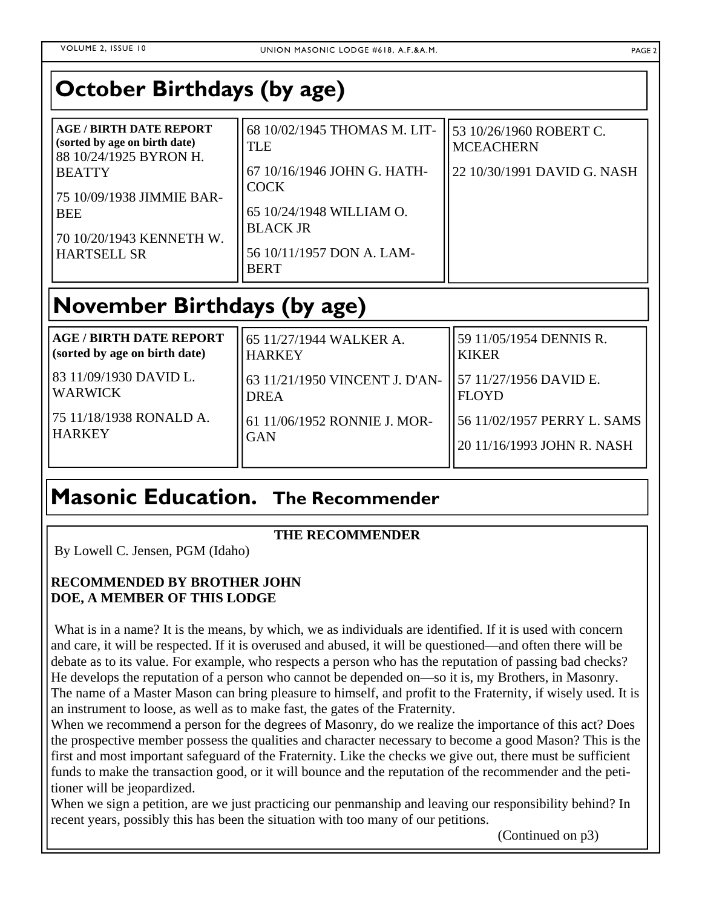## October Birthdays (by age)

**AGE / BIRTH DATE REPORT**
**(sorted by age on birth date)**

88 10/24/1925 BYRON H. BEATTY

75 10/09/1938 JIMMIE BARBEE

70 10/20/1943 KENNETH W. HARTSELL SR

68 10/02/1945 THOMAS M. LITTLE

67 10/16/1946 JOHN G. HATHCOCK

65 10/24/1948 WILLIAM O. BLACK JR

56 10/11/1957 DON A. LAMBERT

53 10/26/1960 ROBERT C. MCEACHERN

22 10/30/1991 DAVID G. NASH

## November Birthdays (by age)

**AGE / BIRTH DATE REPORT**
**(sorted by age on birth date)**

83 11/09/1930 DAVID L. WARWICK

75 11/18/1938 RONALD A. HARKEY

65 11/27/1944 WALKER A. HARKEY

63 11/21/1950 VINCENT J. D'ANDREA

61 11/06/1952 RONNIE J. MORGAN

59 11/05/1954 DENNIS R. KIKER

57 11/27/1956 DAVID E. FLOYD

56 11/02/1957 PERRY L. SAMS

20 11/16/1993 JOHN R. NASH

## Masonic Education. The Recommender

**THE RECOMMENDER**

By Lowell C. Jensen, PGM (Idaho)

**RECOMMENDED BY BROTHER JOHN DOE, A MEMBER OF THIS LODGE**

What is in a name? It is the means, by which, we as individuals are identified. If it is used with concern and care, it will be respected. If it is overused and abused, it will be questioned—and often there will be debate as to its value. For example, who respects a person who has the reputation of passing bad checks? He develops the reputation of a person who cannot be depended on—so it is, my Brothers, in Masonry. The name of a Master Mason can bring pleasure to himself, and profit to the Fraternity, if wisely used. It is an instrument to loose, as well as to make fast, the gates of the Fraternity.

When we recommend a person for the degrees of Masonry, do we realize the importance of this act? Does the prospective member possess the qualities and character necessary to become a good Mason? This is the first and most important safeguard of the Fraternity. Like the checks we give out, there must be sufficient funds to make the transaction good, or it will bounce and the reputation of the recommender and the petitioner will be jeopardized.

When we sign a petition, are we just practicing our penmanship and leaving our responsibility behind? In recent years, possibly this has been the situation with too many of our petitions.

(Continued on p3)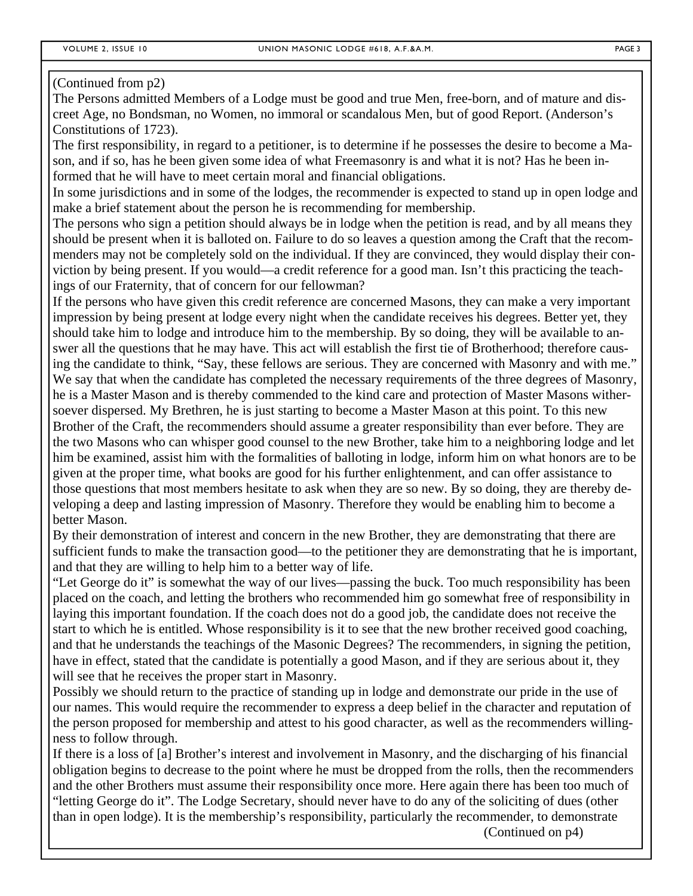(Continued from p2)

The Persons admitted Members of a Lodge must be good and true Men, free-born, and of mature and discreet Age, no Bondsman, no Women, no immoral or scandalous Men, but of good Report. (Anderson's Constitutions of 1723).

The first responsibility, in regard to a petitioner, is to determine if he possesses the desire to become a Mason, and if so, has he been given some idea of what Freemasonry is and what it is not? Has he been informed that he will have to meet certain moral and financial obligations.

In some jurisdictions and in some of the lodges, the recommender is expected to stand up in open lodge and make a brief statement about the person he is recommending for membership.

The persons who sign a petition should always be in lodge when the petition is read, and by all means they should be present when it is balloted on. Failure to do so leaves a question among the Craft that the recommenders may not be completely sold on the individual. If they are convinced, they would display their conviction by being present. If you would—a credit reference for a good man. Isn't this practicing the teachings of our Fraternity, that of concern for our fellowman?

If the persons who have given this credit reference are concerned Masons, they can make a very important impression by being present at lodge every night when the candidate receives his degrees. Better yet, they should take him to lodge and introduce him to the membership. By so doing, they will be available to answer all the questions that he may have. This act will establish the first tie of Brotherhood; therefore causing the candidate to think, "Say, these fellows are serious. They are concerned with Masonry and with me."

We say that when the candidate has completed the necessary requirements of the three degrees of Masonry, he is a Master Mason and is thereby commended to the kind care and protection of Master Masons withersoever dispersed. My Brethren, he is just starting to become a Master Mason at this point. To this new Brother of the Craft, the recommenders should assume a greater responsibility than ever before. They are the two Masons who can whisper good counsel to the new Brother, take him to a neighboring lodge and let him be examined, assist him with the formalities of balloting in lodge, inform him on what honors are to be given at the proper time, what books are good for his further enlightenment, and can offer assistance to those questions that most members hesitate to ask when they are so new. By so doing, they are thereby developing a deep and lasting impression of Masonry. Therefore they would be enabling him to become a better Mason.

By their demonstration of interest and concern in the new Brother, they are demonstrating that there are sufficient funds to make the transaction good—to the petitioner they are demonstrating that he is important, and that they are willing to help him to a better way of life.

"Let George do it" is somewhat the way of our lives—passing the buck. Too much responsibility has been placed on the coach, and letting the brothers who recommended him go somewhat free of responsibility in laying this important foundation. If the coach does not do a good job, the candidate does not receive the start to which he is entitled. Whose responsibility is it to see that the new brother received good coaching, and that he understands the teachings of the Masonic Degrees? The recommenders, in signing the petition, have in effect, stated that the candidate is potentially a good Mason, and if they are serious about it, they will see that he receives the proper start in Masonry.

Possibly we should return to the practice of standing up in lodge and demonstrate our pride in the use of our names. This would require the recommender to express a deep belief in the character and reputation of the person proposed for membership and attest to his good character, as well as the recommenders willingness to follow through.

If there is a loss of [a] Brother's interest and involvement in Masonry, and the discharging of his financial obligation begins to decrease to the point where he must be dropped from the rolls, then the recommenders and the other Brothers must assume their responsibility once more. Here again there has been too much of "letting George do it". The Lodge Secretary, should never have to do any of the soliciting of dues (other than in open lodge). It is the membership's responsibility, particularly the recommender, to demonstrate

(Continued on p4)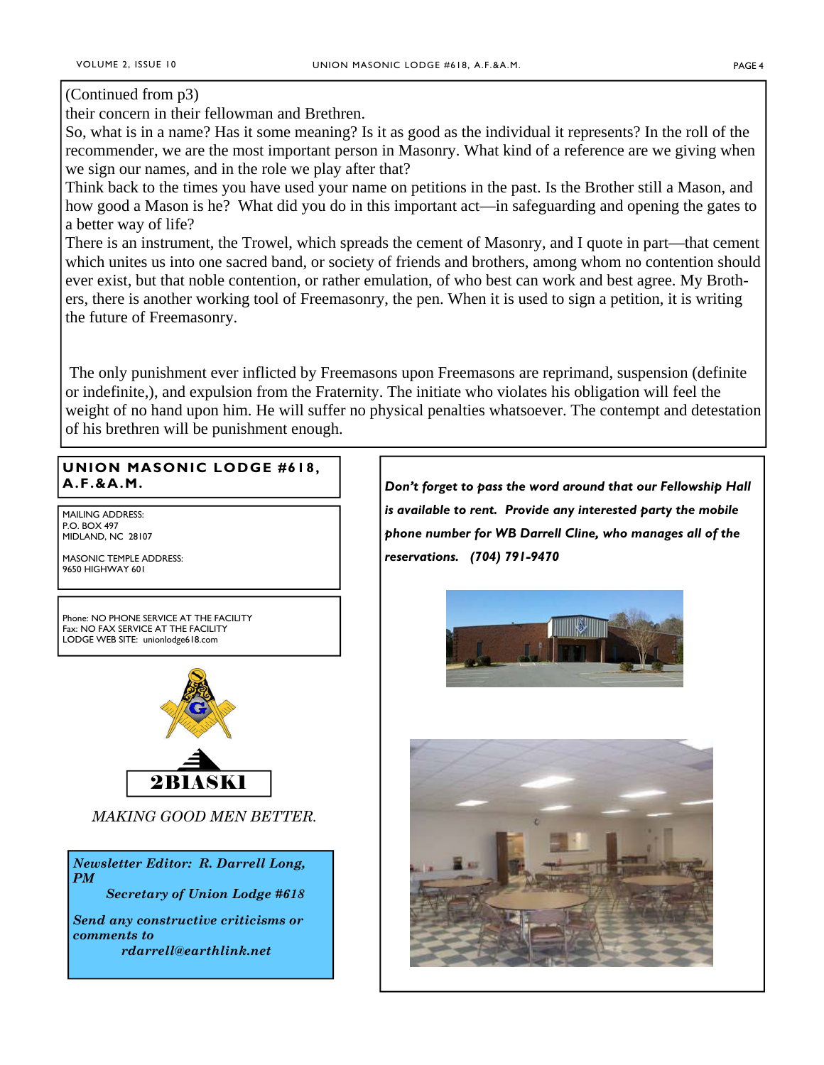(Continued from p3)

their concern in their fellowman and Brethren.

So, what is in a name? Has it some meaning? Is it as good as the individual it represents? In the roll of the recommender, we are the most important person in Masonry. What kind of a reference are we giving when we sign our names, and in the role we play after that?

Think back to the times you have used your name on petitions in the past. Is the Brother still a Mason, and how good a Mason is he? What did you do in this important act—in safeguarding and opening the gates to a better way of life?

There is an instrument, the Trowel, which spreads the cement of Masonry, and I quote in part—that cement which unites us into one sacred band, or society of friends and brothers, among whom no contention should ever exist, but that noble contention, or rather emulation, of who best can work and best agree. My Brothers, there is another working tool of Freemasonry, the pen. When it is used to sign a petition, it is writing the future of Freemasonry.

The only punishment ever inflicted by Freemasons upon Freemasons are reprimand, suspension (definite or indefinite,), and expulsion from the Fraternity. The initiate who violates his obligation will feel the weight of no hand upon him. He will suffer no physical penalties whatsoever. The contempt and detestation of his brethren will be punishment enough.

**UNION MASONIC LODGE #618, A.F.&A.M.**

MAILING ADDRESS:
P.O. BOX 497
MIDLAND, NC 28107

MASONIC TEMPLE ADDRESS:
9650 HIGHWAY 601

Phone: NO PHONE SERVICE AT THE FACILITY
Fax: NO FAX SERVICE AT THE FACILITY
LODGE WEB SITE: unionlodge618.com

2B1ASK1

*MAKING GOOD MEN BETTER.*

***Newsletter Editor: R. Darrell Long, PM***
***Secretary of Union Lodge #618***

***Send any constructive criticisms or comments to***
***rdarrell@earthlink.net***

***Don't forget to pass the word around that our Fellowship Hall is available to rent. Provide any interested party the mobile phone number for WB Darrell Cline, who manages all of the reservations. (704) 791-9470***